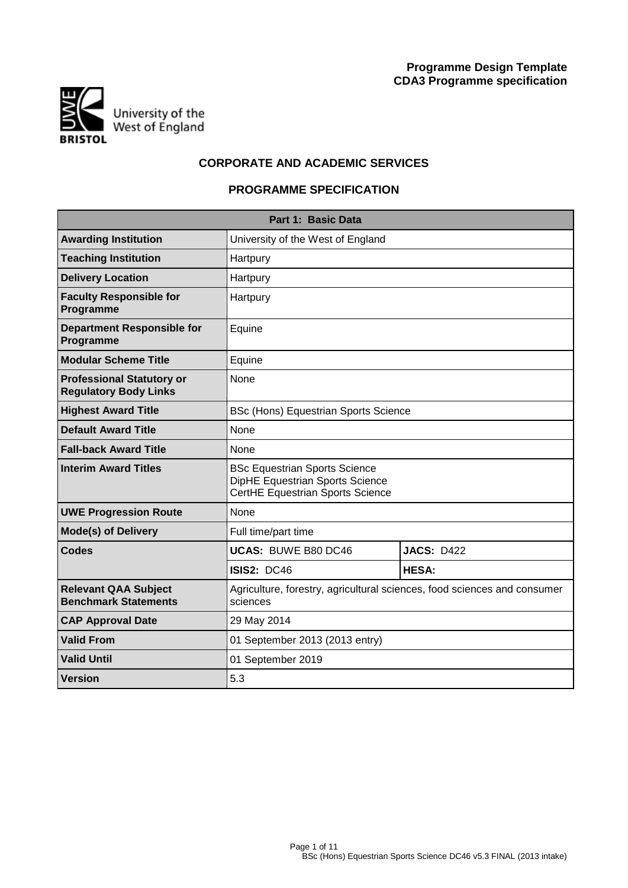**Programme Design Template**
**CDA3 Programme specification**

University of the West of England
BRISTOL

# CORPORATE AND ACADEMIC SERVICES

## PROGRAMME SPECIFICATION

| Part 1: Basic Data | | |
|---|---|---|
| **Awarding Institution** | University of the West of England | |
| **Teaching Institution** | Hartpury | |
| **Delivery Location** | Hartpury | |
| **Faculty Responsible for Programme** | Hartpury | |
| **Department Responsible for Programme** | Equine | |
| **Modular Scheme Title** | Equine | |
| **Professional Statutory or Regulatory Body Links** | None | |
| **Highest Award Title** | BSc (Hons) Equestrian Sports Science | |
| **Default Award Title** | None | |
| **Fall-back Award Title** | None | |
| **Interim Award Titles** | BSc Equestrian Sports Science<br>DipHE Equestrian Sports Science<br>CertHE Equestrian Sports Science | |
| **UWE Progression Route** | None | |
| **Mode(s) of Delivery** | Full time/part time | |
| **Codes** | **UCAS:** BUWE B80 DC46 | **JACS:** D422 |
| | **ISIS2:** DC46 | **HESA:** |
| **Relevant QAA Subject Benchmark Statements** | Agriculture, forestry, agricultural sciences, food sciences and consumer sciences | |
| **CAP Approval Date** | 29 May 2014 | |
| **Valid From** | 01 September 2013 (2013 entry) | |
| **Valid Until** | 01 September 2019 | |
| **Version** | 5.3 | |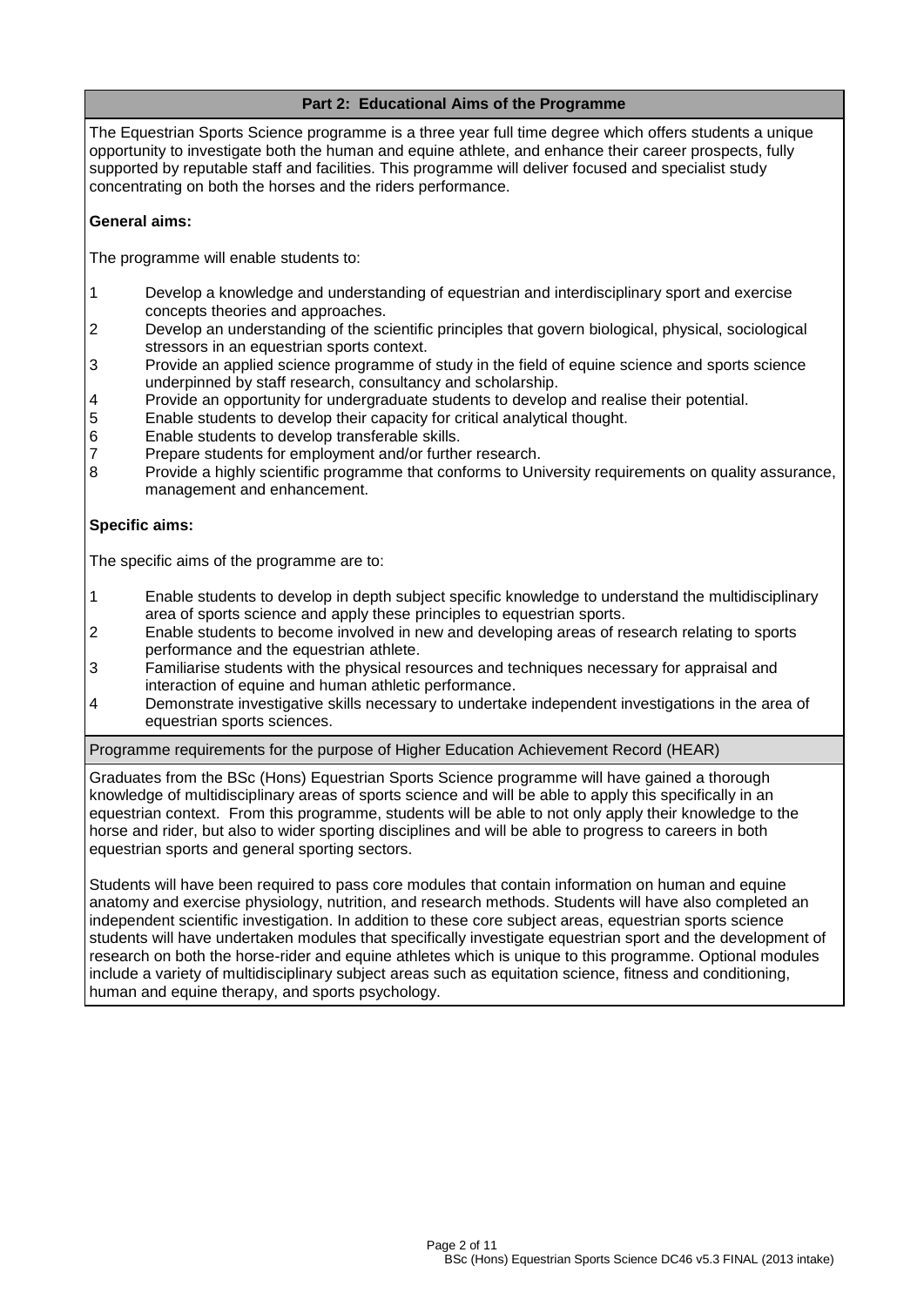## Part 2: Educational Aims of the Programme

The Equestrian Sports Science programme is a three year full time degree which offers students a unique opportunity to investigate both the human and equine athlete, and enhance their career prospects, fully supported by reputable staff and facilities. This programme will deliver focused and specialist study concentrating on both the horses and the riders performance.

**General aims:**

The programme will enable students to:

1. Develop a knowledge and understanding of equestrian and interdisciplinary sport and exercise concepts theories and approaches.
2. Develop an understanding of the scientific principles that govern biological, physical, sociological stressors in an equestrian sports context.
3. Provide an applied science programme of study in the field of equine science and sports science underpinned by staff research, consultancy and scholarship.
4. Provide an opportunity for undergraduate students to develop and realise their potential.
5. Enable students to develop their capacity for critical analytical thought.
6. Enable students to develop transferable skills.
7. Prepare students for employment and/or further research.
8. Provide a highly scientific programme that conforms to University requirements on quality assurance, management and enhancement.

**Specific aims:**

The specific aims of the programme are to:

1. Enable students to develop in depth subject specific knowledge to understand the multidisciplinary area of sports science and apply these principles to equestrian sports.
2. Enable students to become involved in new and developing areas of research relating to sports performance and the equestrian athlete.
3. Familiarise students with the physical resources and techniques necessary for appraisal and interaction of equine and human athletic performance.
4. Demonstrate investigative skills necessary to undertake independent investigations in the area of equestrian sports sciences.

### Programme requirements for the purpose of Higher Education Achievement Record (HEAR)

Graduates from the BSc (Hons) Equestrian Sports Science programme will have gained a thorough knowledge of multidisciplinary areas of sports science and will be able to apply this specifically in an equestrian context. From this programme, students will be able to not only apply their knowledge to the horse and rider, but also to wider sporting disciplines and will be able to progress to careers in both equestrian sports and general sporting sectors.

Students will have been required to pass core modules that contain information on human and equine anatomy and exercise physiology, nutrition, and research methods. Students will have also completed an independent scientific investigation. In addition to these core subject areas, equestrian sports science students will have undertaken modules that specifically investigate equestrian sport and the development of research on both the horse-rider and equine athletes which is unique to this programme. Optional modules include a variety of multidisciplinary subject areas such as equitation science, fitness and conditioning, human and equine therapy, and sports psychology.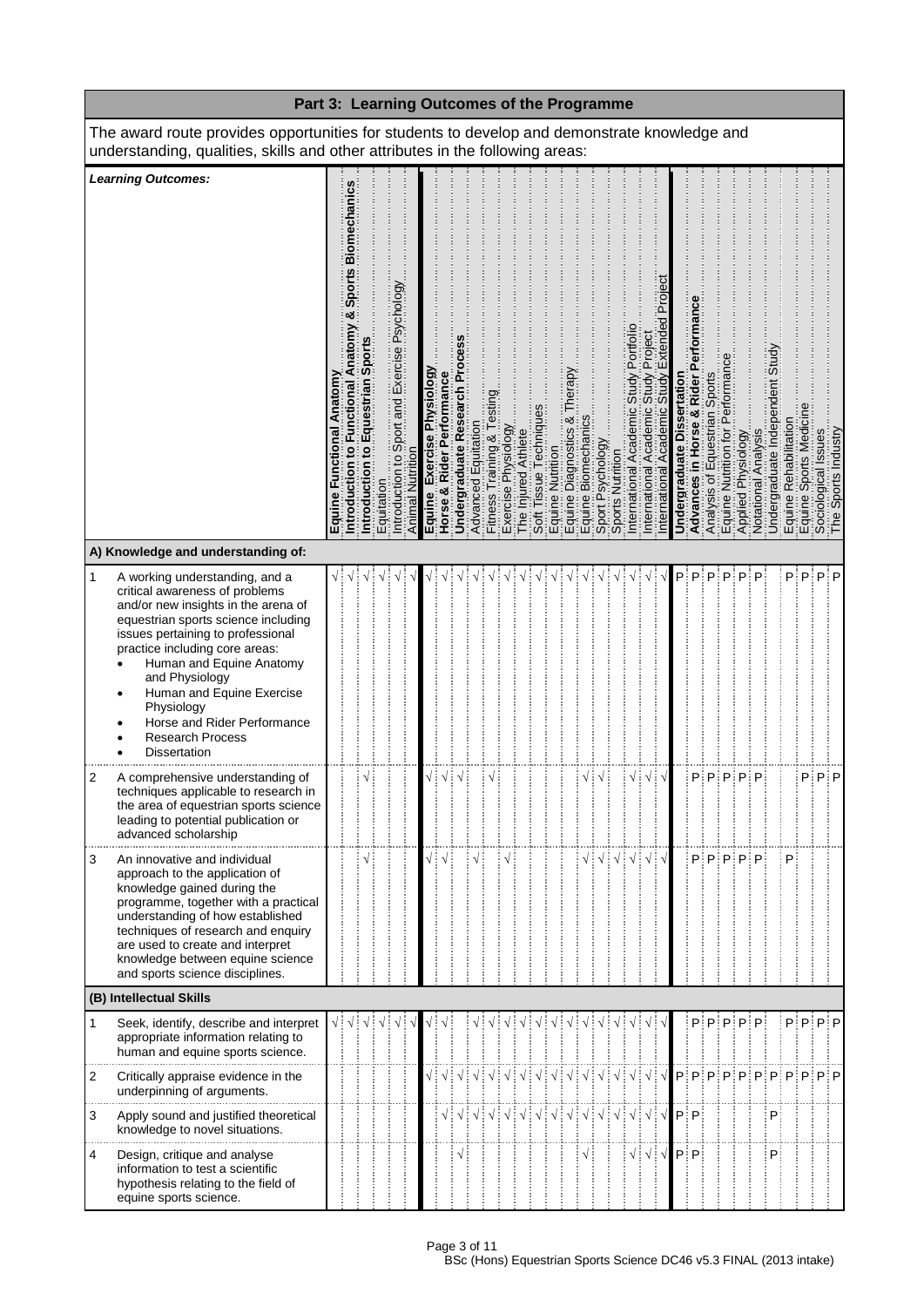## Part 3: Learning Outcomes of the Programme

The award route provides opportunities for students to develop and demonstrate knowledge and understanding, qualities, skills and other attributes in the following areas:

| | *Learning Outcomes:* | **Equine Functional Anatomy** | **Introduction to Functional Anatomy & Sports Biomechanics** | **Introduction to Equestrian Sports** | Equitation | Introduction to Sport and Exercise Psychology | Animal Nutrition | **Equine Exercise Physiology** | **Horse & Rider Performance** | **Undergraduate Research Process** | Advanced Equitation | Fitness Training & Testing | Exercise Physiology | The Injured Athlete | Soft Tissue Techniques | Equine Nutrition | Equine Diagnostics & Therapy | Equine Biomechanics | Sport Psychology | Sports Nutrition | International Academic Study Portfolio | International Academic Study Project | International Academic Study Extended Project | **Undergraduate Dissertation** | **Advances in Horse & Rider Performance** | Analysis of Equestrian Sports | Equine Nutrition for Performance | Applied Physiology | Notational Analysis | Undergraduate Independent Study | Equine Rehabilitation | Equine Sports Medicine | Sociological Issues | The Sports Industry |
|---|---|---|---|---|---|---|---|---|---|---|---|---|---|---|---|---|---|---|---|---|---|---|---|---|---|---|---|---|---|---|---|---|---|---|
| | **A) Knowledge and understanding of:** | | | | | | | | | | | | | | | | | | | | | | | | | | | | | | | | | |
| 1 | A working understanding, and a critical awareness of problems and/or new insights in the arena of equestrian sports science including issues pertaining to professional practice including core areas:<br>• Human and Equine Anatomy and Physiology<br>• Human and Equine Exercise Physiology<br>• Horse and Rider Performance<br>• Research Process<br>• Dissertation | √ | √ | √ | √ | √ | √ | √ | √ | √ | √ | √ | √ | √ | √ | √ | √ | √ | √ | √ | √ | √ | √ | P | P | P | P | P | P | | P | P | P | P |
| 2 | A comprehensive understanding of techniques applicable to research in the area of equestrian sports science leading to potential publication or advanced scholarship | | | √ | | | | √ | √ | √ | | √ | | | | | | √ | √ | | √ | √ | √ | | P | P | P | P | P | | | P | P | P |
| 3 | An innovative and individual approach to the application of knowledge gained during the programme, together with a practical understanding of how established techniques of research and enquiry are used to create and interpret knowledge between equine science and sports science disciplines. | | | √ | | | | √ | √ | | √ | | √ | | | | | √ | √ | √ | √ | √ | √ | | P | P | P | P | P | | P | | | |
| | **(B) Intellectual Skills** | | | | | | | | | | | | | | | | | | | | | | | | | | | | | | | | | |
| 1 | Seek, identify, describe and interpret appropriate information relating to human and equine sports science. | √ | √ | √ | √ | √ | √ | √ | √ | | √ | √ | √ | √ | √ | √ | √ | √ | √ | √ | √ | √ | √ | | P | P | P | P | P | | P | P | P | P |
| 2 | Critically appraise evidence in the underpinning of arguments. | | | | | | | √ | √ | √ | √ | √ | √ | √ | √ | √ | √ | √ | √ | √ | √ | √ | √ | P | P | P | P | P | P | P | P | P | P | P |
| 3 | Apply sound and justified theoretical knowledge to novel situations. | | | | | | | | √ | √ | √ | √ | √ | √ | √ | √ | √ | √ | √ | √ | √ | √ | √ | P | P | | | | | P | | | | |
| 4 | Design, critique and analyse information to test a scientific hypothesis relating to the field of equine sports science. | | | | | | | | | √ | | | | | | | | √ | | | √ | √ | √ | P | P | | | | | P | | | | |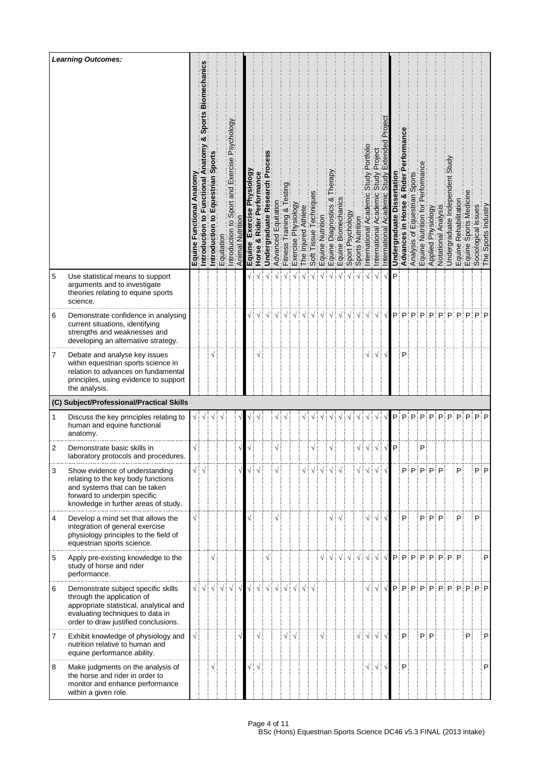| | Learning Outcomes: | Equine Functional Anatomy | Introduction to Functional Anatomy & Sports Biomechanics | Introduction to Equestrian Sports | Equitation | Introduction to Sport and Exercise Psychology | Animal Nutrition | Equine Exercise Physiology | Horse & Rider Performance | Undergraduate Research Process | Advanced Equitation | Fitness Training & Testing | Exercise Physiology | The Injured Athlete | Soft Tissue Techniques | Equine Nutrition | Equine Diagnostics & Therapy | Equine Biomechanics | Sport Psychology | Sports Nutrition | International Academic Study Portfolio | International Academic Study Project | International Academic Study Extended Project | Undergraduate Dissertation | Advances in Horse & Rider Performance | Analysis of Equestrian Sports | Equine Nutrition for Performance | Applied Physiology | Notational Analysis | Undergraduate Independent Study | Equine Rehabilitation | Equine Sports Medicine | Sociological Issues | The Sports Industry |
|---|---|---|---|---|---|---|---|---|---|---|---|---|---|---|---|---|---|---|---|---|---|---|---|---|---|---|---|---|---|---|---|---|---|---|
| 5 | Use statistical means to support arguments and to investigate theories relating to equine sports science. | | | | | | | √ | √ | √ | √ | √ | √ | √ | √ | √ | √ | √ | √ | √ | √ | √ | √ | P | | | | | | | | | | |
| 6 | Demonstrate confidence in analysing current situations, identifying strengths and weaknesses and developing an alternative strategy. | | | | | | | √ | √ | √ | √ | √ | √ | √ | √ | √ | √ | √ | √ | √ | √ | √ | √ | P | P | P | P | P | P | P | P | P | P | P |
| 7 | Debate and analyse key issues within equestrian sports science in relation to advances on fundamental principles, using evidence to support the analysis. | | | √ | | | | | √ | | | | | | | | | | | | √ | √ | √ | | P | | | | | | | | | |
| **(C) Subject/Professional/Practical Skills** | | | | | | | | | | | | | | | | | | | | | | | | | | | | | | | | | | |
| 1 | Discuss the key principles relating to human and equine functional anatomy. | √ | √ | √ | √ | | | √ | √ | | √ | √ | | √ | √ | √ | √ | √ | √ | √ | √ | √ | √ | P | P | P | P | P | P | P | P | P | P | P |
| 2 | Demonstrate basic skills in laboratory protocols and procedures. | √ | | | | | √ | √ | | | √ | | | | √ | | √ | | | √ | √ | √ | √ | P | | | P | | | | | | | |
| 3 | Show evidence of understanding relating to the key body functions and systems that can be taken forward to underpin specific knowledge in further areas of study. | √ | √ | | | | √ | √ | √ | | √ | | | √ | √ | √ | √ | √ | | √ | √ | √ | √ | | P | P | P | P | P | | P | | P | P |
| 4 | Develop a mind set that allows the integration of general exercise physiology principles to the field of equestrian sports science. | √ | | | | | | √ | | | √ | | | | | | √ | √ | | | √ | √ | √ | | P | | P | P | P | | P | | P | |
| 5 | Apply pre-existing knowledge to the study of horse and rider performance. | | | √ | | | | | | √ | | | | | | √ | √ | √ | √ | √ | √ | √ | √ | P | P | P | P | P | P | P | P | | | P |
| 6 | Demonstrate subject specific skills through the application of appropriate statistical, analytical and evaluating techniques to data in order to draw justified conclusions. | √ | √ | √ | √ | √ | √ | √ | √ | √ | √ | √ | √ | √ | √ | | | | | | √ | √ | √ | P | P | P | P | P | P | P | P | P | P | P |
| 7 | Exhibit knowledge of physiology and nutrition relative to human and equine performance ability. | √ | | | | | √ | | √ | | | √ | √ | | | √ | | | | √ | √ | √ | √ | | P | | P | P | | | | P | | P |
| 8 | Make judgments on the analysis of the horse and rider in order to monitor and enhance performance within a given role. | | | √ | | | | √ | √ | | | | | | | | | | | | √ | √ | √ | | P | | | | | | | | | P |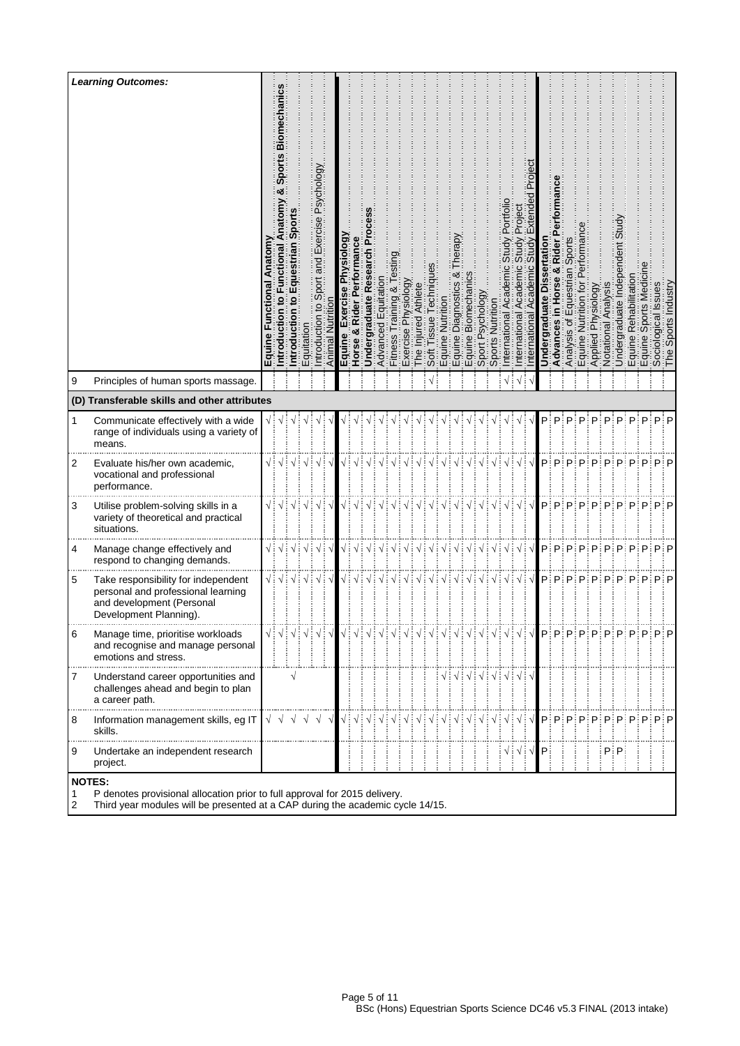| | Learning Outcomes: | Equine Functional Anatomy | Introduction to Functional Anatomy & Sports Biomechanics | Introduction to Equestrian Sports | Equitation | Introduction to Sport and Exercise Psychology | Animal Nutrition | Equine Exercise Physiology | Horse & Rider Performance | Undergraduate Research Process | Advanced Equitation | Fitness Training & Testing | Exercise Physiology | The Injured Athlete | Soft Tissue Techniques | Equine Nutrition | Equine Diagnostics & Therapy | Equine Biomechanics | Sport Psychology | Sports Nutrition | International Academic Study Portfolio | International Academic Study Project | International Academic Study Extended Project | Undergraduate Dissertation | Advances in Horse & Rider Performance | Analysis of Equestrian Sports | Equine Nutrition for Performance | Applied Physiology | Notational Analysis | Undergraduate Independent Study | Equine Rehabilitation | Equine Sports Medicine | Sociological Issues | The Sports Industry |
|---|---|---|---|---|---|---|---|---|---|---|---|---|---|---|---|---|---|---|---|---|---|---|---|---|---|---|---|---|---|---|---|---|---|---|
| 9 | Principles of human sports massage. | | | | | | | | | | | | | | √ | | | | | | √ | √ | √ | | | | | | | | | | | |
| **(D) Transferable skills and other attributes** | | | | | | | | | | | | | | | | | | | | | | | | | | | | | | | | | | |
| 1 | Communicate effectively with a wide range of individuals using a variety of means. | √ | √ | √ | √ | √ | √ | √ | √ | √ | √ | √ | √ | √ | √ | √ | √ | √ | √ | √ | √ | √ | √ | P | P | P | P | P | P | P | P | P | P | P |
| 2 | Evaluate his/her own academic, vocational and professional performance. | √ | √ | √ | √ | √ | √ | √ | √ | √ | √ | √ | √ | √ | √ | √ | √ | √ | √ | √ | √ | √ | √ | P | P | P | P | P | P | P | P | P | P | P |
| 3 | Utilise problem-solving skills in a variety of theoretical and practical situations. | √ | √ | √ | √ | √ | √ | √ | √ | √ | √ | √ | √ | √ | √ | √ | √ | √ | √ | √ | √ | √ | √ | P | P | P | P | P | P | P | P | P | P | P |
| 4 | Manage change effectively and respond to changing demands. | √ | √ | √ | √ | √ | √ | √ | √ | √ | √ | √ | √ | √ | √ | √ | √ | √ | √ | √ | √ | √ | √ | P | P | P | P | P | P | P | P | P | P | P |
| 5 | Take responsibility for independent personal and professional learning and development (Personal Development Planning). | √ | √ | √ | √ | √ | √ | √ | √ | √ | √ | √ | √ | √ | √ | √ | √ | √ | √ | √ | √ | √ | √ | P | P | P | P | P | P | P | P | P | P | P |
| 6 | Manage time, prioritise workloads and recognise and manage personal emotions and stress. | √ | √ | √ | √ | √ | √ | √ | √ | √ | √ | √ | √ | √ | √ | √ | √ | √ | √ | √ | √ | √ | √ | P | P | P | P | P | P | P | P | P | P | P |
| 7 | Understand career opportunities and challenges ahead and begin to plan a career path. | | √ | | | | | | | | | | | | | √ | √ | √ | √ | √ | √ | √ | √ | | | | | | | | | | | |
| 8 | Information management skills, eg IT skills. | √ | √ | √ | √ | √ | √ | √ | √ | √ | √ | √ | √ | √ | √ | √ | √ | √ | √ | √ | √ | √ | √ | P | P | P | P | P | P | P | P | P | P | P |
| 9 | Undertake an independent research project. | | | | | | | | | | | | | | | | | | | | √ | √ | √ | P | | | | | P | P | | | | |

**NOTES:**

1. P denotes provisional allocation prior to full approval for 2015 delivery.
2. Third year modules will be presented at a CAP during the academic cycle 14/15.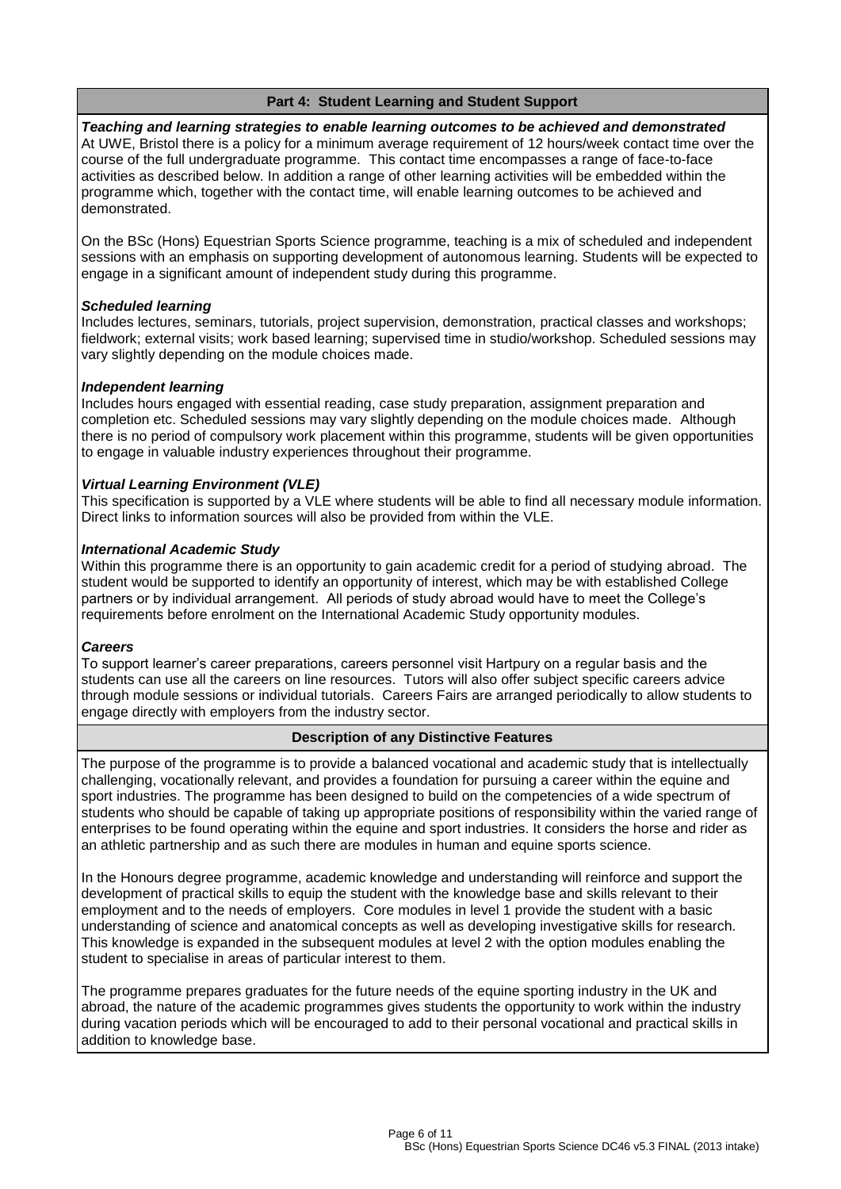## Part 4: Student Learning and Student Support

***Teaching and learning strategies to enable learning outcomes to be achieved and demonstrated***

At UWE, Bristol there is a policy for a minimum average requirement of 12 hours/week contact time over the course of the full undergraduate programme. This contact time encompasses a range of face-to-face activities as described below. In addition a range of other learning activities will be embedded within the programme which, together with the contact time, will enable learning outcomes to be achieved and demonstrated.

On the BSc (Hons) Equestrian Sports Science programme, teaching is a mix of scheduled and independent sessions with an emphasis on supporting development of autonomous learning. Students will be expected to engage in a significant amount of independent study during this programme.

***Scheduled learning***

Includes lectures, seminars, tutorials, project supervision, demonstration, practical classes and workshops; fieldwork; external visits; work based learning; supervised time in studio/workshop. Scheduled sessions may vary slightly depending on the module choices made.

***Independent learning***

Includes hours engaged with essential reading, case study preparation, assignment preparation and completion etc. Scheduled sessions may vary slightly depending on the module choices made. Although there is no period of compulsory work placement within this programme, students will be given opportunities to engage in valuable industry experiences throughout their programme.

***Virtual Learning Environment (VLE)***

This specification is supported by a VLE where students will be able to find all necessary module information. Direct links to information sources will also be provided from within the VLE.

***International Academic Study***

Within this programme there is an opportunity to gain academic credit for a period of studying abroad. The student would be supported to identify an opportunity of interest, which may be with established College partners or by individual arrangement. All periods of study abroad would have to meet the College's requirements before enrolment on the International Academic Study opportunity modules.

***Careers***

To support learner's career preparations, careers personnel visit Hartpury on a regular basis and the students can use all the careers on line resources. Tutors will also offer subject specific careers advice through module sessions or individual tutorials. Careers Fairs are arranged periodically to allow students to engage directly with employers from the industry sector.

## Description of any Distinctive Features

The purpose of the programme is to provide a balanced vocational and academic study that is intellectually challenging, vocationally relevant, and provides a foundation for pursuing a career within the equine and sport industries. The programme has been designed to build on the competencies of a wide spectrum of students who should be capable of taking up appropriate positions of responsibility within the varied range of enterprises to be found operating within the equine and sport industries. It considers the horse and rider as an athletic partnership and as such there are modules in human and equine sports science.

In the Honours degree programme, academic knowledge and understanding will reinforce and support the development of practical skills to equip the student with the knowledge base and skills relevant to their employment and to the needs of employers. Core modules in level 1 provide the student with a basic understanding of science and anatomical concepts as well as developing investigative skills for research. This knowledge is expanded in the subsequent modules at level 2 with the option modules enabling the student to specialise in areas of particular interest to them.

The programme prepares graduates for the future needs of the equine sporting industry in the UK and abroad, the nature of the academic programmes gives students the opportunity to work within the industry during vacation periods which will be encouraged to add to their personal vocational and practical skills in addition to knowledge base.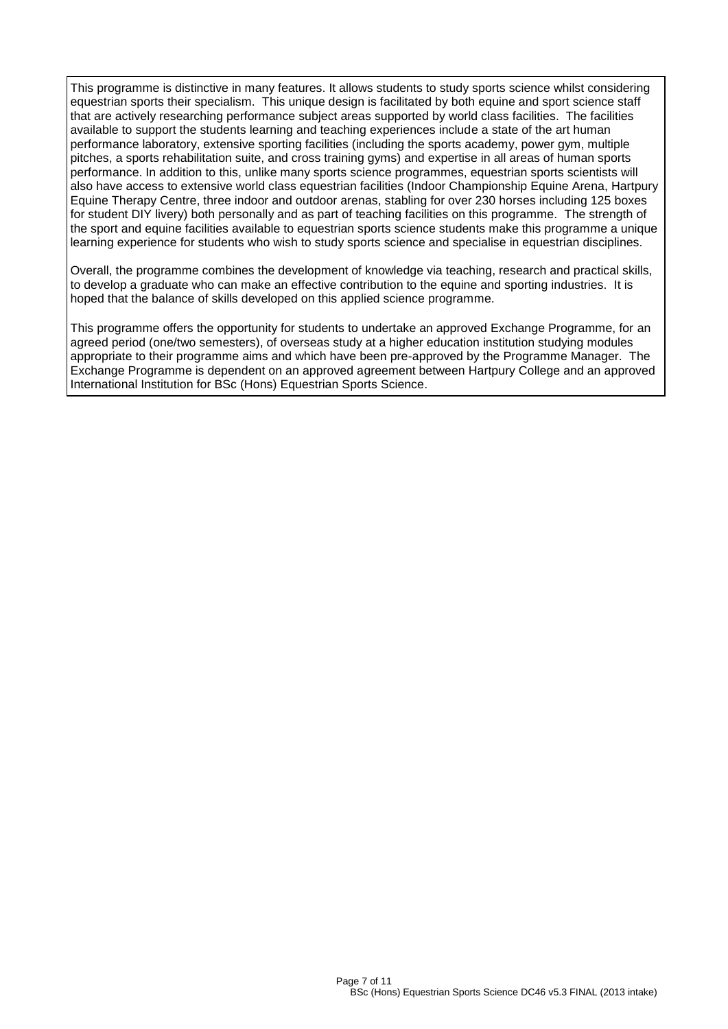This programme is distinctive in many features. It allows students to study sports science whilst considering equestrian sports their specialism. This unique design is facilitated by both equine and sport science staff that are actively researching performance subject areas supported by world class facilities. The facilities available to support the students learning and teaching experiences include a state of the art human performance laboratory, extensive sporting facilities (including the sports academy, power gym, multiple pitches, a sports rehabilitation suite, and cross training gyms) and expertise in all areas of human sports performance. In addition to this, unlike many sports science programmes, equestrian sports scientists will also have access to extensive world class equestrian facilities (Indoor Championship Equine Arena, Hartpury Equine Therapy Centre, three indoor and outdoor arenas, stabling for over 230 horses including 125 boxes for student DIY livery) both personally and as part of teaching facilities on this programme. The strength of the sport and equine facilities available to equestrian sports science students make this programme a unique learning experience for students who wish to study sports science and specialise in equestrian disciplines.

Overall, the programme combines the development of knowledge via teaching, research and practical skills, to develop a graduate who can make an effective contribution to the equine and sporting industries. It is hoped that the balance of skills developed on this applied science programme.

This programme offers the opportunity for students to undertake an approved Exchange Programme, for an agreed period (one/two semesters), of overseas study at a higher education institution studying modules appropriate to their programme aims and which have been pre-approved by the Programme Manager. The Exchange Programme is dependent on an approved agreement between Hartpury College and an approved International Institution for BSc (Hons) Equestrian Sports Science.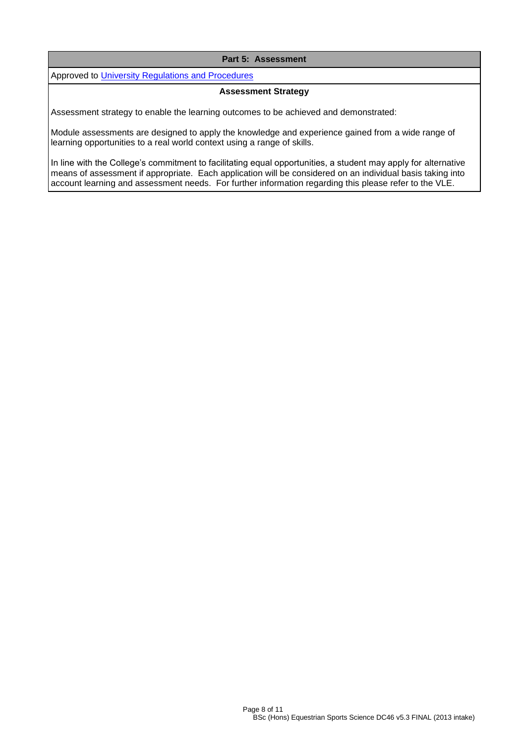## Part 5: Assessment

Approved to [University Regulations and Procedures]

### Assessment Strategy

Assessment strategy to enable the learning outcomes to be achieved and demonstrated:

Module assessments are designed to apply the knowledge and experience gained from a wide range of learning opportunities to a real world context using a range of skills.

In line with the College's commitment to facilitating equal opportunities, a student may apply for alternative means of assessment if appropriate. Each application will be considered on an individual basis taking into account learning and assessment needs. For further information regarding this please refer to the VLE.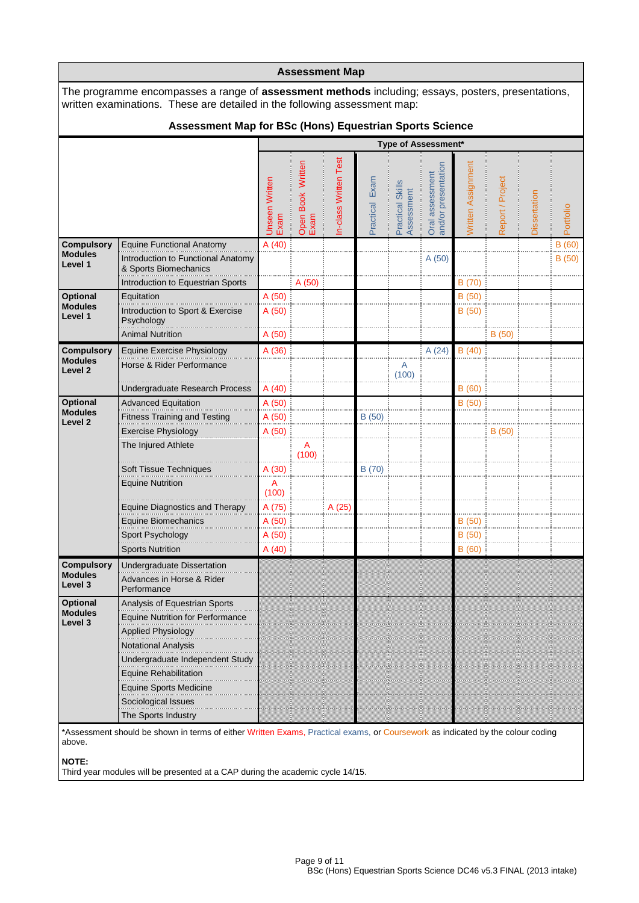## Assessment Map

The programme encompasses a range of **assessment methods** including; essays, posters, presentations, written examinations. These are detailed in the following assessment map:

### Assessment Map for BSc (Hons) Equestrian Sports Science

| | | Type of Assessment* | | | | | | | | | |
|---|---|---|---|---|---|---|---|---|---|---|---|
| | | Unseen Written Exam | Open Book Written Exam | In-class Written Test | Practical Exam | Practical Skills Assessment | Oral assessment and/or presentation | Written Assignment | Report / Project | Dissertation | Portfolio |
| **Compulsory Modules Level 1** | Equine Functional Anatomy | A (40) | | | | | | | | | B (60) |
| | Introduction to Functional Anatomy & Sports Biomechanics | | | | | | A (50) | | | | B (50) |
| | Introduction to Equestrian Sports | | A (50) | | | | | B (70) | | | |
| **Optional Modules Level 1** | Equitation | A (50) | | | | | | B (50) | | | |
| | Introduction to Sport & Exercise Psychology | A (50) | | | | | | B (50) | | | |
| | Animal Nutrition | A (50) | | | | | | | B (50) | | |
| **Compulsory Modules Level 2** | Equine Exercise Physiology | A (36) | | | | | A (24) | B (40) | | | |
| | Horse & Rider Performance | | | | | A (100) | | | | | |
| | Undergraduate Research Process | A (40) | | | | | | B (60) | | | |
| **Optional Modules Level 2** | Advanced Equitation | A (50) | | | | | | B (50) | | | |
| | Fitness Training and Testing | A (50) | | | B (50) | | | | | | |
| | Exercise Physiology | A (50) | | | | | | | B (50) | | |
| | The Injured Athlete | | A (100) | | | | | | | | |
| | Soft Tissue Techniques | A (30) | | | B (70) | | | | | | |
| | Equine Nutrition | A (100) | | | | | | | | | |
| | Equine Diagnostics and Therapy | A (75) | | A (25) | | | | | | | |
| | Equine Biomechanics | A (50) | | | | | | B (50) | | | |
| | Sport Psychology | A (50) | | | | | | B (50) | | | |
| | Sports Nutrition | A (40) | | | | | | B (60) | | | |
| **Compulsory Modules Level 3** | Undergraduate Dissertation | | | | | | | | | | |
| | Advances in Horse & Rider Performance | | | | | | | | | | |
| **Optional Modules Level 3** | Analysis of Equestrian Sports | | | | | | | | | | |
| | Equine Nutrition for Performance | | | | | | | | | | |
| | Applied Physiology | | | | | | | | | | |
| | Notational Analysis | | | | | | | | | | |
| | Undergraduate Independent Study | | | | | | | | | | |
| | Equine Rehabilitation | | | | | | | | | | |
| | Equine Sports Medicine | | | | | | | | | | |
| | Sociological Issues | | | | | | | | | | |
| | The Sports Industry | | | | | | | | | | |

*Assessment should be shown in terms of either Written Exams, Practical exams, or Coursework as indicated by the colour coding above.

**NOTE:**
Third year modules will be presented at a CAP during the academic cycle 14/15.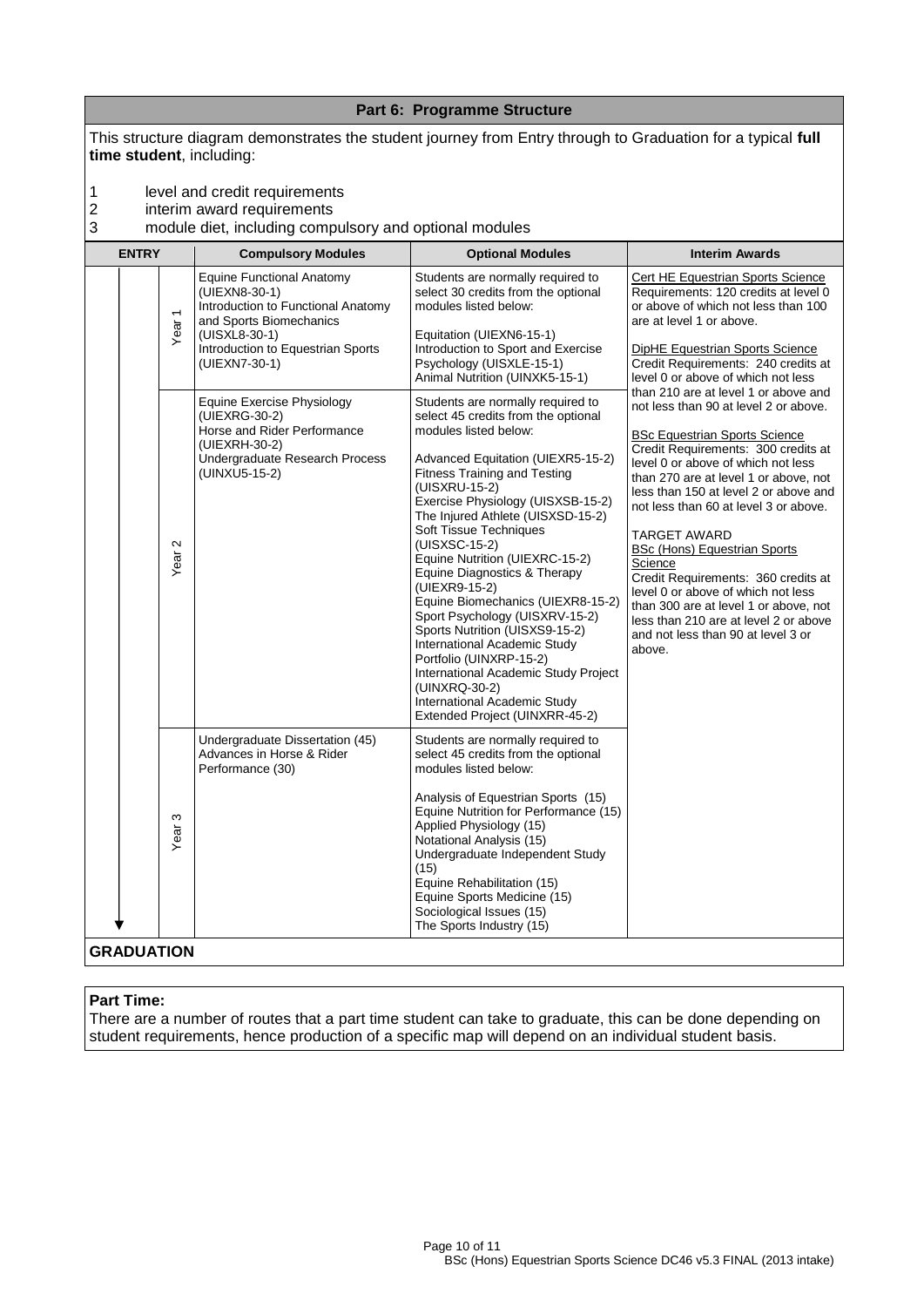## Part 6: Programme Structure

This structure diagram demonstrates the student journey from Entry through to Graduation for a typical **full time student**, including:

1. level and credit requirements
2. interim award requirements
3. module diet, including compulsory and optional modules

| ENTRY | Compulsory Modules | Optional Modules | Interim Awards |
|---|---|---|---|
| Year 1 | Equine Functional Anatomy (UIEXN8-30-1)<br>Introduction to Functional Anatomy and Sports Biomechanics (UISXL8-30-1)<br>Introduction to Equestrian Sports (UIEXN7-30-1) | Students are normally required to select 30 credits from the optional modules listed below:<br><br>Equitation (UIEXN6-15-1)<br>Introduction to Sport and Exercise Psychology (UISXLE-15-1)<br>Animal Nutrition (UINXK5-15-1) | Cert HE Equestrian Sports Science<br>Requirements: 120 credits at level 0 or above of which not less than 100 are at level 1 or above.<br><br>DipHE Equestrian Sports Science<br>Credit Requirements: 240 credits at level 0 or above of which not less than 210 are at level 1 or above and not less than 90 at level 2 or above.<br><br>BSc Equestrian Sports Science<br>Credit Requirements: 300 credits at level 0 or above of which not less than 270 are at level 1 or above, not less than 150 at level 2 or above and not less than 60 at level 3 or above.<br><br>TARGET AWARD<br>BSc (Hons) Equestrian Sports Science<br>Credit Requirements: 360 credits at level 0 or above of which not less than 300 are at level 1 or above, not less than 210 are at level 2 or above and not less than 90 at level 3 or above. |
| Year 2 | Equine Exercise Physiology (UIEXRG-30-2)<br>Horse and Rider Performance (UIEXRH-30-2)<br>Undergraduate Research Process (UINXU5-15-2) | Students are normally required to select 45 credits from the optional modules listed below:<br><br>Advanced Equitation (UIEXR5-15-2)<br>Fitness Training and Testing (UISXRU-15-2)<br>Exercise Physiology (UISXSB-15-2)<br>The Injured Athlete (UISXSD-15-2)<br>Soft Tissue Techniques (UISXSC-15-2)<br>Equine Nutrition (UIEXRC-15-2)<br>Equine Diagnostics & Therapy (UIEXR9-15-2)<br>Equine Biomechanics (UIEXR8-15-2)<br>Sport Psychology (UISXRV-15-2)<br>Sports Nutrition (UISXS9-15-2)<br>International Academic Study Portfolio (UINXRP-15-2)<br>International Academic Study Project (UINXRQ-30-2)<br>International Academic Study Extended Project (UINXRR-45-2) | |
| Year 3 | Undergraduate Dissertation (45)<br>Advances in Horse & Rider Performance (30) | Students are normally required to select 45 credits from the optional modules listed below:<br><br>Analysis of Equestrian Sports (15)<br>Equine Nutrition for Performance (15)<br>Applied Physiology (15)<br>Notational Analysis (15)<br>Undergraduate Independent Study (15)<br>Equine Rehabilitation (15)<br>Equine Sports Medicine (15)<br>Sociological Issues (15)<br>The Sports Industry (15) | |

**GRADUATION**

**Part Time:**
There are a number of routes that a part time student can take to graduate, this can be done depending on student requirements, hence production of a specific map will depend on an individual student basis.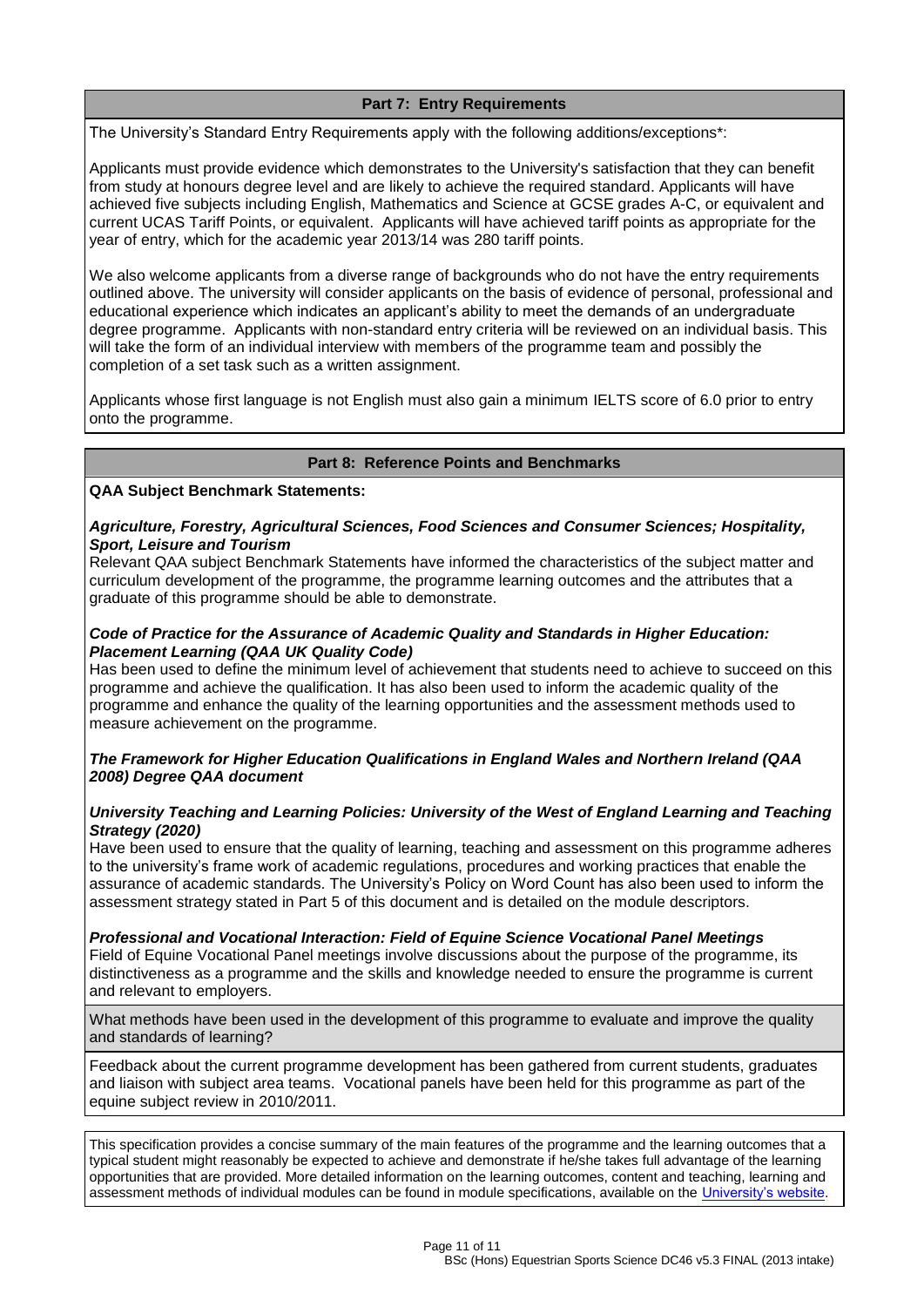## Part 7: Entry Requirements

The University's Standard Entry Requirements apply with the following additions/exceptions*:

Applicants must provide evidence which demonstrates to the University's satisfaction that they can benefit from study at honours degree level and are likely to achieve the required standard. Applicants will have achieved five subjects including English, Mathematics and Science at GCSE grades A-C, or equivalent and current UCAS Tariff Points, or equivalent. Applicants will have achieved tariff points as appropriate for the year of entry, which for the academic year 2013/14 was 280 tariff points.

We also welcome applicants from a diverse range of backgrounds who do not have the entry requirements outlined above. The university will consider applicants on the basis of evidence of personal, professional and educational experience which indicates an applicant's ability to meet the demands of an undergraduate degree programme. Applicants with non-standard entry criteria will be reviewed on an individual basis. This will take the form of an individual interview with members of the programme team and possibly the completion of a set task such as a written assignment.

Applicants whose first language is not English must also gain a minimum IELTS score of 6.0 prior to entry onto the programme.

## Part 8: Reference Points and Benchmarks

**QAA Subject Benchmark Statements:**

***Agriculture, Forestry, Agricultural Sciences, Food Sciences and Consumer Sciences; Hospitality, Sport, Leisure and Tourism***

Relevant QAA subject Benchmark Statements have informed the characteristics of the subject matter and curriculum development of the programme, the programme learning outcomes and the attributes that a graduate of this programme should be able to demonstrate.

***Code of Practice for the Assurance of Academic Quality and Standards in Higher Education: Placement Learning (QAA UK Quality Code)***

Has been used to define the minimum level of achievement that students need to achieve to succeed on this programme and achieve the qualification. It has also been used to inform the academic quality of the programme and enhance the quality of the learning opportunities and the assessment methods used to measure achievement on the programme.

***The Framework for Higher Education Qualifications in England Wales and Northern Ireland (QAA 2008) Degree QAA document***

***University Teaching and Learning Policies: University of the West of England Learning and Teaching Strategy (2020)***

Have been used to ensure that the quality of learning, teaching and assessment on this programme adheres to the university's frame work of academic regulations, procedures and working practices that enable the assurance of academic standards. The University's Policy on Word Count has also been used to inform the assessment strategy stated in Part 5 of this document and is detailed on the module descriptors.

***Professional and Vocational Interaction: Field of Equine Science Vocational Panel Meetings***

Field of Equine Vocational Panel meetings involve discussions about the purpose of the programme, its distinctiveness as a programme and the skills and knowledge needed to ensure the programme is current and relevant to employers.

What methods have been used in the development of this programme to evaluate and improve the quality and standards of learning?

Feedback about the current programme development has been gathered from current students, graduates and liaison with subject area teams. Vocational panels have been held for this programme as part of the equine subject review in 2010/2011.

This specification provides a concise summary of the main features of the programme and the learning outcomes that a typical student might reasonably be expected to achieve and demonstrate if he/she takes full advantage of the learning opportunities that are provided. More detailed information on the learning outcomes, content and teaching, learning and assessment methods of individual modules can be found in module specifications, available on the University's website.